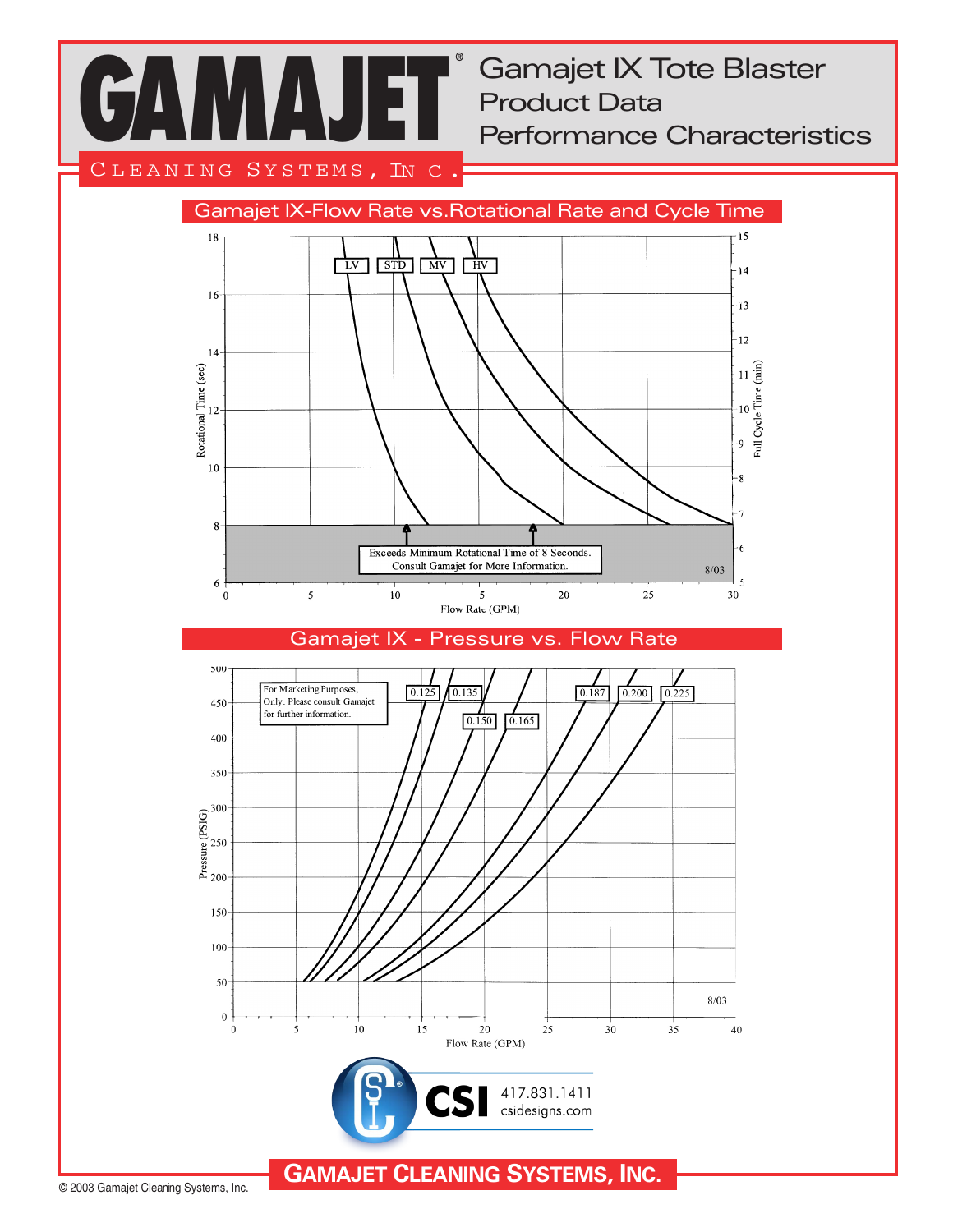# GAMAJET®

CLEANING SYSTEMS, INC.

## Gamajet IX Tote Blaster Product Data Performance Characteristics

### Gamajet IX-Flow Rate vs.Rotational Rate and Cycle Time

LV | STD | MV | HV

Rotational Time (sec)

Full Cycle Time (min)

Flow Rate (GPM)

Exceeds Minimum Rotational Time of 8 Seconds. Consult Gamajet for More Information.

8/03

### Gamajet IX - Pressure vs. Flow Rate

For Marketing Purposes, Only. Please consult Gamajet for further information.

0.125 | 0.135 | 0.150 | 0.165 | 0.187 | 0.200 | 0.225

Pressure (PSIG)

Flow Rate (GPM)

8/03

CSI 417.831.1411 csidesigns.com

**GAMAJET CLEANING SYSTEMS, INC.**

© 2003 Gamajet Cleaning Systems, Inc.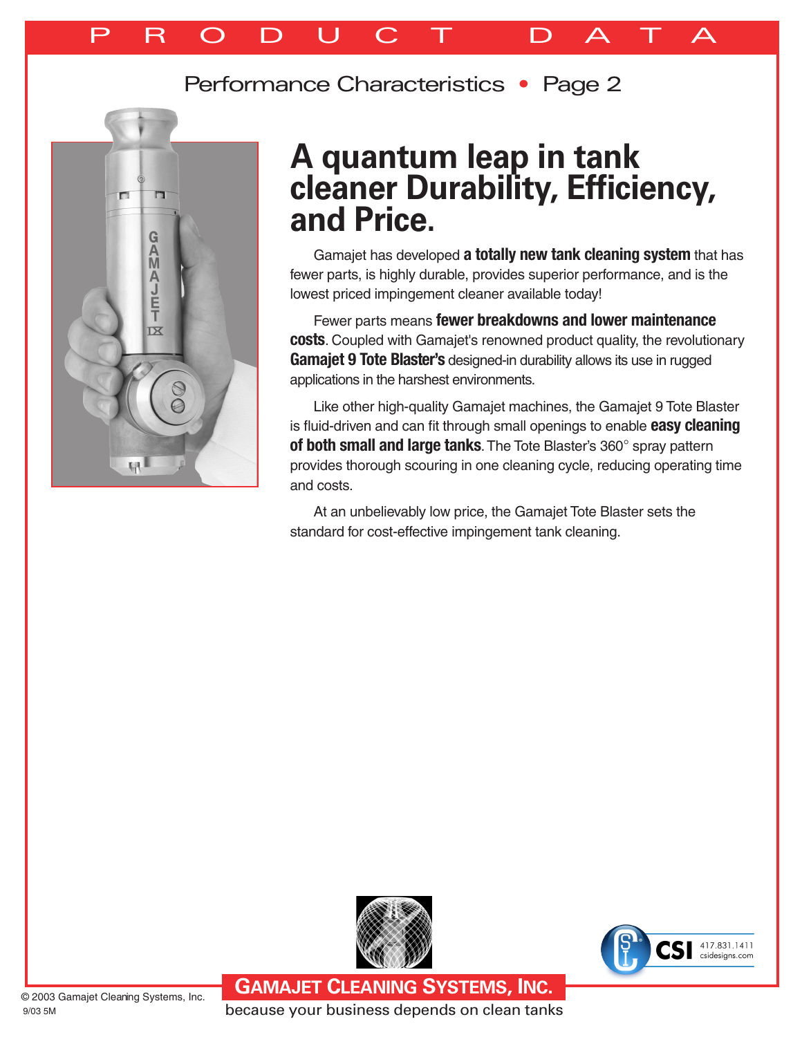PRODUCT DATA

Performance Characteristics • Page 2

# A quantum leap in tank cleaner Durability, Efficiency, and Price.

Gamajet has developed **a totally new tank cleaning system** that has fewer parts, is highly durable, provides superior performance, and is the lowest priced impingement cleaner available today!

Fewer parts means **fewer breakdowns and lower maintenance costs**. Coupled with Gamajet's renowned product quality, the revolutionary **Gamajet 9 Tote Blaster's** designed-in durability allows its use in rugged applications in the harshest environments.

Like other high-quality Gamajet machines, the Gamajet 9 Tote Blaster is fluid-driven and can fit through small openings to enable **easy cleaning of both small and large tanks**. The Tote Blaster's 360° spray pattern provides thorough scouring in one cleaning cycle, reducing operating time and costs.

At an unbelievably low price, the Gamajet Tote Blaster sets the standard for cost-effective impingement tank cleaning.

CSI 417.831.1411 csidesigns.com

**GAMAJET CLEANING SYSTEMS, INC.**

because your business depends on clean tanks

© 2003 Gamajet Cleaning Systems, Inc.

9/03 5M